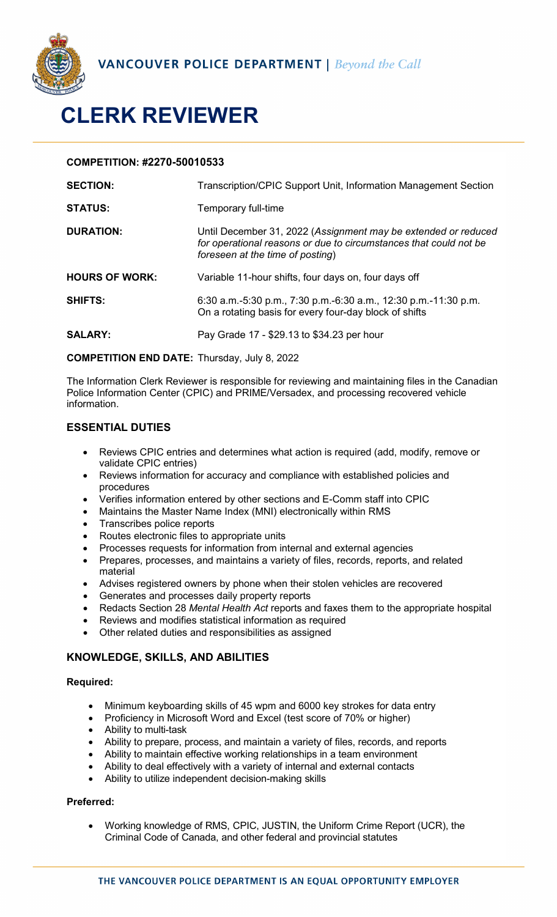VANCOUVER POLICE DEPARTMENT | *Beyond the Call*

# CLERK REVIEWER

**COMPETITION: #2270-50010533**

| | |
|---|---|
| **SECTION:** | Transcription/CPIC Support Unit, Information Management Section |
| **STATUS:** | Temporary full-time |
| **DURATION:** | Until December 31, 2022 (*Assignment may be extended or reduced for operational reasons or due to circumstances that could not be foreseen at the time of posting*) |
| **HOURS OF WORK:** | Variable 11-hour shifts, four days on, four days off |
| **SHIFTS:** | 6:30 a.m.-5:30 p.m., 7:30 p.m.-6:30 a.m., 12:30 p.m.-11:30 p.m. On a rotating basis for every four-day block of shifts |
| **SALARY:** | Pay Grade 17 - $29.13 to $34.23 per hour |

**COMPETITION END DATE:** Thursday, July 8, 2022

The Information Clerk Reviewer is responsible for reviewing and maintaining files in the Canadian Police Information Center (CPIC) and PRIME/Versadex, and processing recovered vehicle information.

## ESSENTIAL DUTIES

- Reviews CPIC entries and determines what action is required (add, modify, remove or validate CPIC entries)
- Reviews information for accuracy and compliance with established policies and procedures
- Verifies information entered by other sections and E-Comm staff into CPIC
- Maintains the Master Name Index (MNI) electronically within RMS
- Transcribes police reports
- Routes electronic files to appropriate units
- Processes requests for information from internal and external agencies
- Prepares, processes, and maintains a variety of files, records, reports, and related material
- Advises registered owners by phone when their stolen vehicles are recovered
- Generates and processes daily property reports
- Redacts Section 28 *Mental Health Act* reports and faxes them to the appropriate hospital
- Reviews and modifies statistical information as required
- Other related duties and responsibilities as assigned

## KNOWLEDGE, SKILLS, AND ABILITIES

### Required:

- Minimum keyboarding skills of 45 wpm and 6000 key strokes for data entry
- Proficiency in Microsoft Word and Excel (test score of 70% or higher)
- Ability to multi-task
- Ability to prepare, process, and maintain a variety of files, records, and reports
- Ability to maintain effective working relationships in a team environment
- Ability to deal effectively with a variety of internal and external contacts
- Ability to utilize independent decision-making skills

### Preferred:

- Working knowledge of RMS, CPIC, JUSTIN, the Uniform Crime Report (UCR), the Criminal Code of Canada, and other federal and provincial statutes

THE VANCOUVER POLICE DEPARTMENT IS AN EQUAL OPPORTUNITY EMPLOYER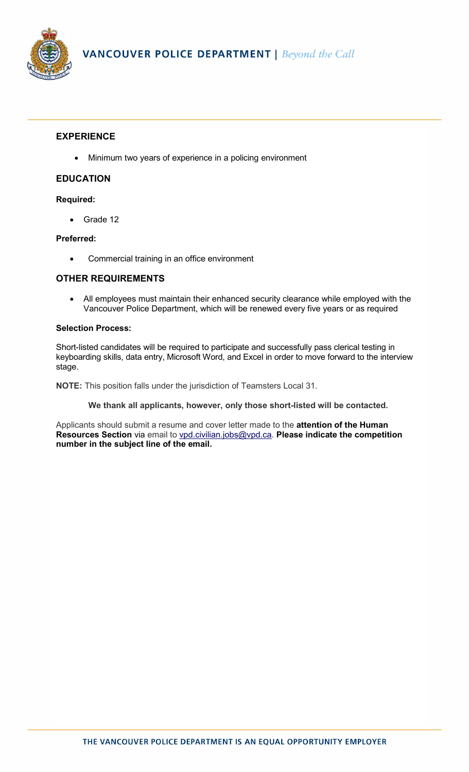## EXPERIENCE

- Minimum two years of experience in a policing environment

## EDUCATION

**Required:**

- Grade 12

**Preferred:**

- Commercial training in an office environment

## OTHER REQUIREMENTS

- All employees must maintain their enhanced security clearance while employed with the Vancouver Police Department, which will be renewed every five years or as required

**Selection Process:**

Short-listed candidates will be required to participate and successfully pass clerical testing in keyboarding skills, data entry, Microsoft Word, and Excel in order to move forward to the interview stage.

**NOTE:** This position falls under the jurisdiction of Teamsters Local 31.

**We thank all applicants, however, only those short-listed will be contacted.**

Applicants should submit a resume and cover letter made to the **attention of the Human Resources Section** via email to vpd.civilian.jobs@vpd.ca. **Please indicate the competition number in the subject line of the email.**